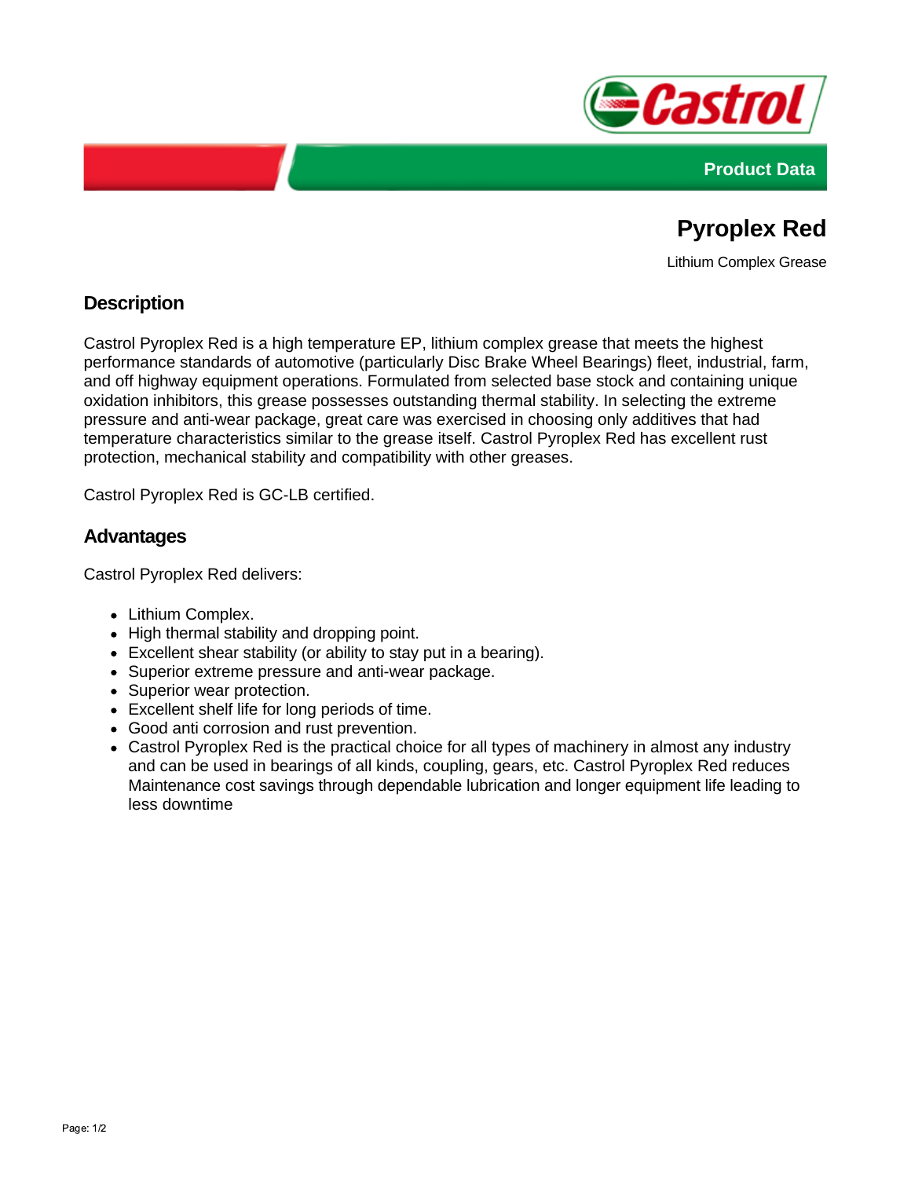Product Data

# Pyroplex Red

Lithium Complex Grease

## Description

Castrol Pyroplex Red is a high temperature EP, lithium complex grease that meets the highest performance standards of automotive (particularly Disc Brake Wheel Bearings) fleet, industrial, farm, and off highway equipment operations. Formulated from selected base stock and containing unique oxidation inhibitors, this grease possesses outstanding thermal stability. In selecting the extreme pressure and anti-wear package, great care was exercised in choosing only additives that had temperature characteristics similar to the grease itself. Castrol Pyroplex Red has excellent rust protection, mechanical stability and compatibility with other greases.

Castrol Pyroplex Red is GC-LB certified.

## Advantages

Castrol Pyroplex Red delivers:

- Lithium Complex.
- High thermal stability and dropping point.
- Excellent shear stability (or ability to stay put in a bearing).
- Superior extreme pressure and anti-wear package.
- Superior wear protection.
- Excellent shelf life for long periods of time.
- Good anti corrosion and rust prevention.
- Castrol Pyroplex Red is the practical choice for all types of machinery in almost any industry and can be used in bearings of all kinds, coupling, gears, etc. Castrol Pyroplex Red reduces Maintenance cost savings through dependable lubrication and longer equipment life leading to less downtime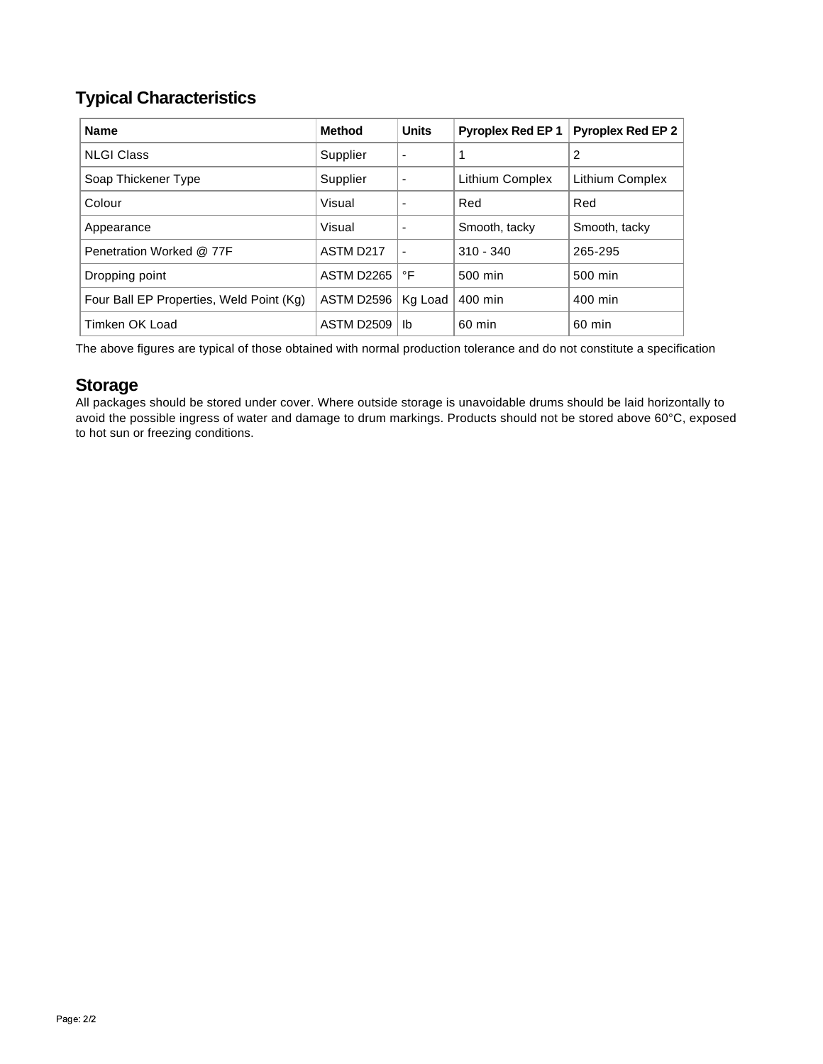## Typical Characteristics

| Name | Method | Units | Pyroplex Red EP 1 | Pyroplex Red EP 2 |
|---|---|---|---|---|
| NLGI Class | Supplier | - | 1 | 2 |
| Soap Thickener Type | Supplier | - | Lithium Complex | Lithium Complex |
| Colour | Visual | - | Red | Red |
| Appearance | Visual | - | Smooth, tacky | Smooth, tacky |
| Penetration Worked @ 77F | ASTM D217 | - | 310 - 340 | 265-295 |
| Dropping point | ASTM D2265 | °F | 500 min | 500 min |
| Four Ball EP Properties, Weld Point (Kg) | ASTM D2596 | Kg Load | 400 min | 400 min |
| Timken OK Load | ASTM D2509 | lb | 60 min | 60 min |

The above figures are typical of those obtained with normal production tolerance and do not constitute a specification

## Storage

All packages should be stored under cover. Where outside storage is unavoidable drums should be laid horizontally to avoid the possible ingress of water and damage to drum markings. Products should not be stored above 60°C, exposed to hot sun or freezing conditions.